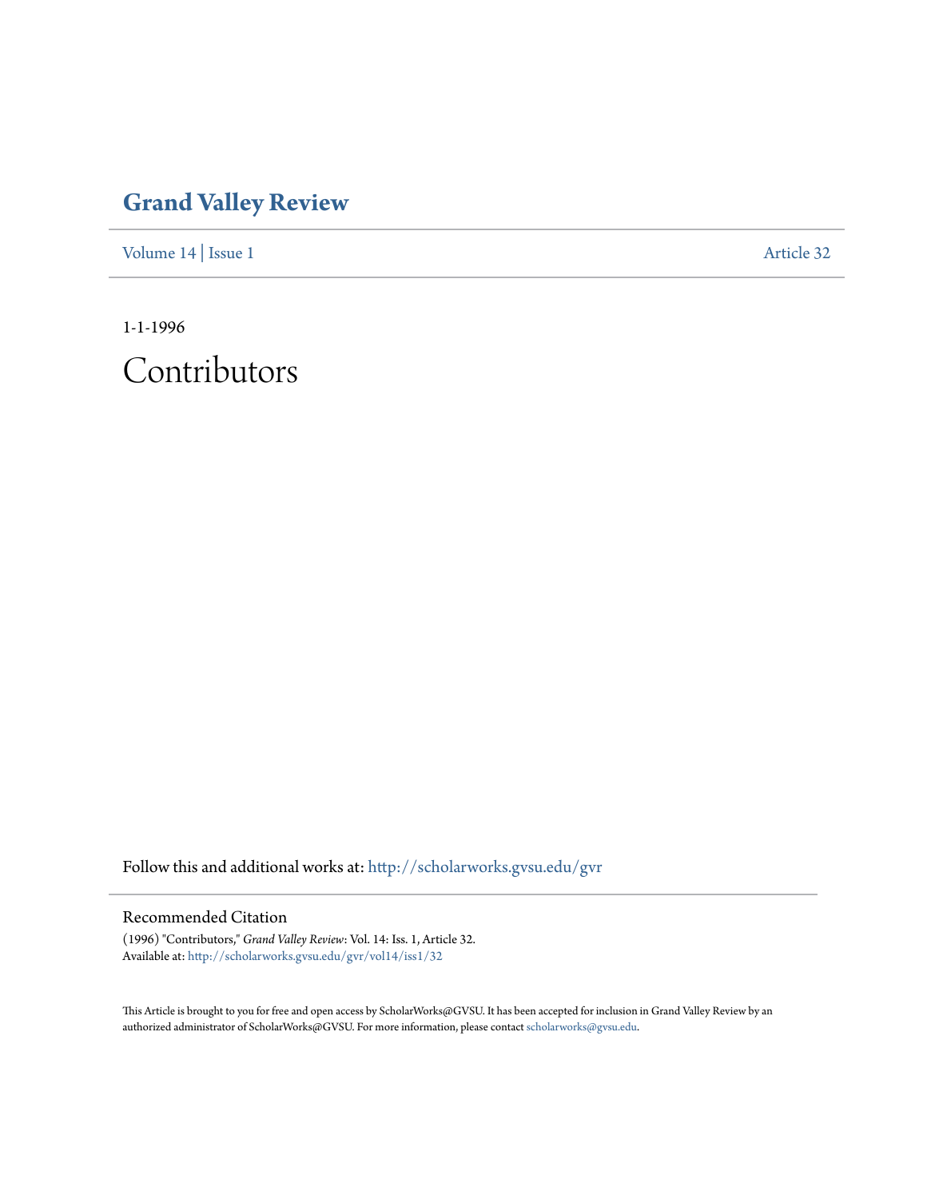# Grand Valley Review

Volume 14 | Issue 1 Article 32

1-1-1996

## Contributors

Follow this and additional works at: http://scholarworks.gvsu.edu/gvr

### Recommended Citation

(1996) "Contributors," *Grand Valley Review*: Vol. 14: Iss. 1, Article 32.
Available at: http://scholarworks.gvsu.edu/gvr/vol14/iss1/32

This Article is brought to you for free and open access by ScholarWorks@GVSU. It has been accepted for inclusion in Grand Valley Review by an authorized administrator of ScholarWorks@GVSU. For more information, please contact scholarworks@gvsu.edu.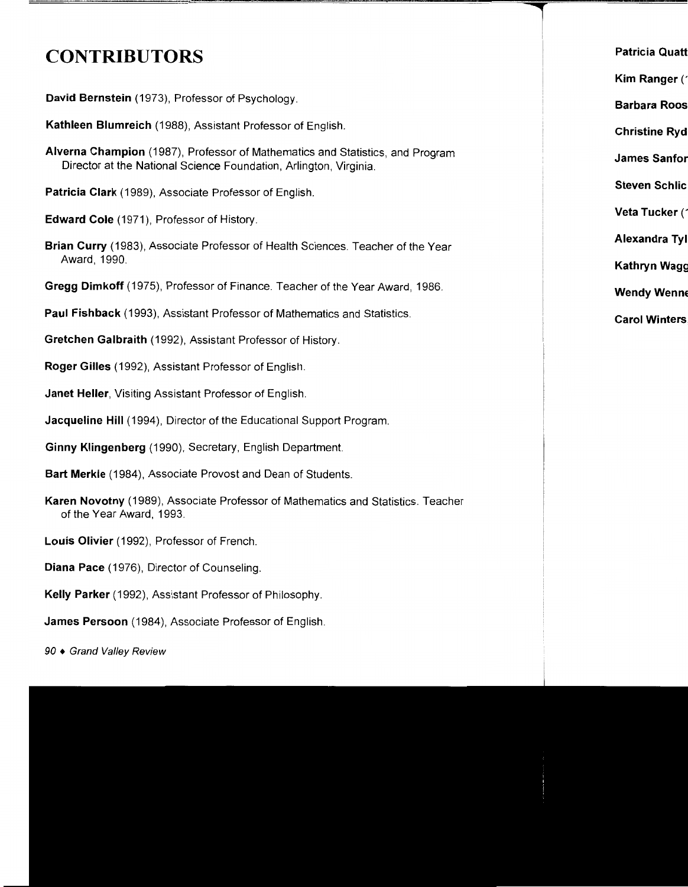# CONTRIBUTORS

**David Bernstein** (1973), Professor of Psychology.

**Kathleen Blumreich** (1988), Assistant Professor of English.

**Alverna Champion** (1987), Professor of Mathematics and Statistics, and Program Director at the National Science Foundation, Arlington, Virginia.

**Patricia Clark** (1989), Associate Professor of English.

**Edward Cole** (1971), Professor of History.

**Brian Curry** (1983), Associate Professor of Health Sciences. Teacher of the Year Award, 1990.

**Gregg Dimkoff** (1975), Professor of Finance. Teacher of the Year Award, 1986.

**Paul Fishback** (1993), Assistant Professor of Mathematics and Statistics.

**Gretchen Galbraith** (1992), Assistant Professor of History.

**Roger Gilles** (1992), Assistant Professor of English.

**Janet Heller**, Visiting Assistant Professor of English.

**Jacqueline Hill** (1994), Director of the Educational Support Program.

**Ginny Klingenberg** (1990), Secretary, English Department.

**Bart Merkle** (1984), Associate Provost and Dean of Students.

**Karen Novotny** (1989), Associate Professor of Mathematics and Statistics. Teacher of the Year Award, 1993.

**Louis Olivier** (1992), Professor of French.

**Diana Pace** (1976), Director of Counseling.

**Kelly Parker** (1992), Assistant Professor of Philosophy.

**James Persoon** (1984), Associate Professor of English.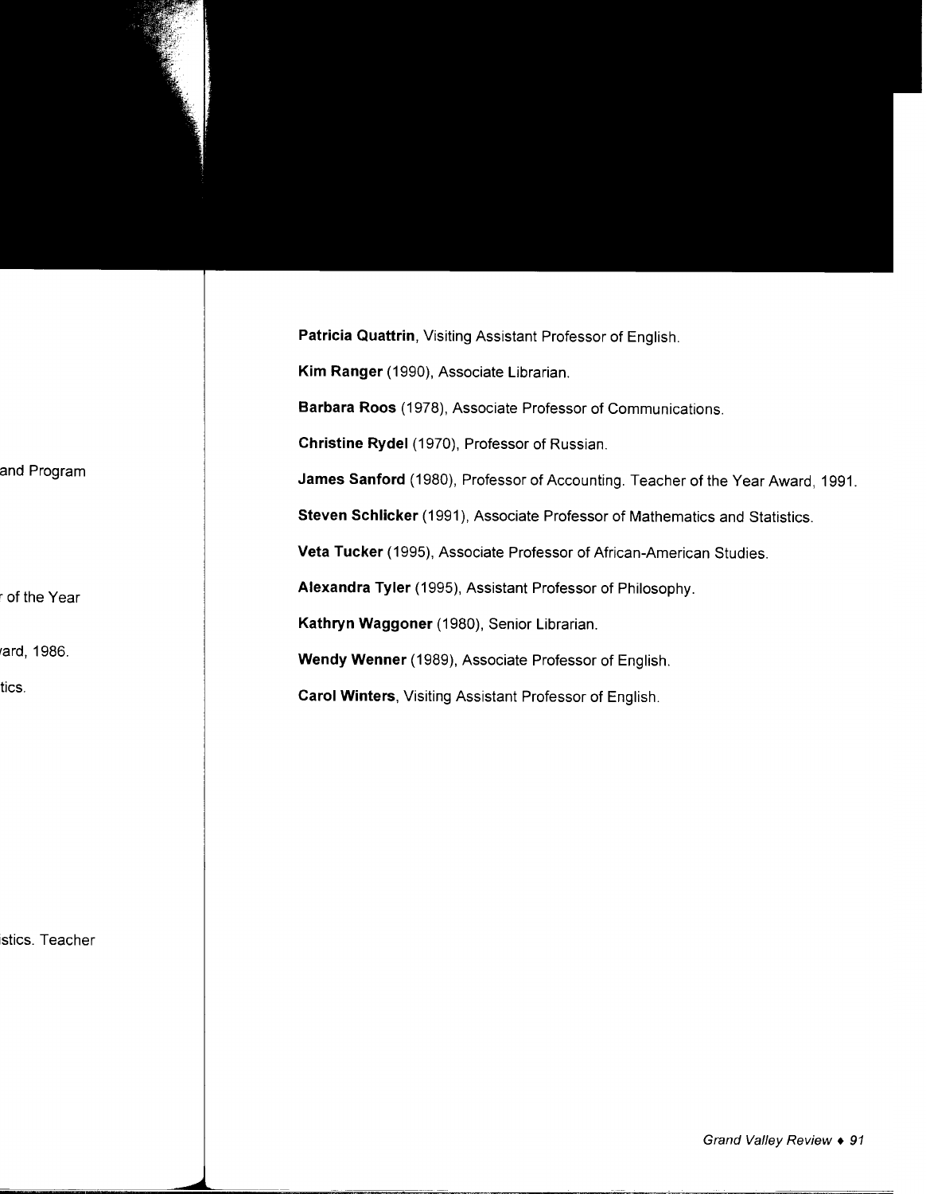**Patricia Quattrin**, Visiting Assistant Professor of English.

**Kim Ranger** (1990), Associate Librarian.

**Barbara Roos** (1978), Associate Professor of Communications.

**Christine Rydel** (1970), Professor of Russian.

**James Sanford** (1980), Professor of Accounting. Teacher of the Year Award, 1991.

**Steven Schlicker** (1991), Associate Professor of Mathematics and Statistics.

**Veta Tucker** (1995), Associate Professor of African-American Studies.

**Alexandra Tyler** (1995), Assistant Professor of Philosophy.

**Kathryn Waggoner** (1980), Senior Librarian.

**Wendy Wenner** (1989), Associate Professor of English.

**Carol Winters**, Visiting Assistant Professor of English.